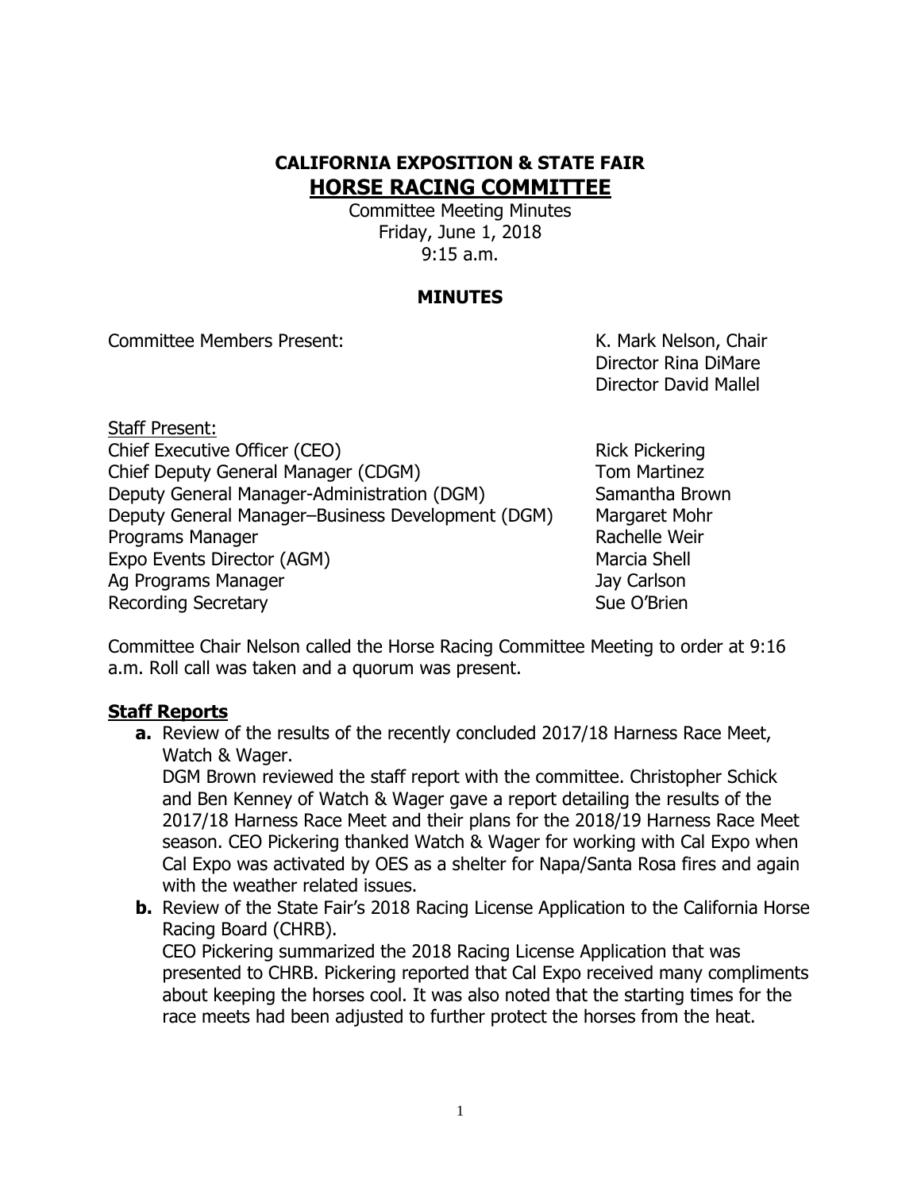# CALIFORNIA EXPOSITION & STATE FAIR

## HORSE RACING COMMITTEE

Committee Meeting Minutes
Friday, June 1, 2018
9:15 a.m.

### MINUTES

Committee Members Present:

- K. Mark Nelson, Chair
- Director Rina DiMare
- Director David Mallel

Staff Present:

| | |
|---|---|
| Chief Executive Officer (CEO) | Rick Pickering |
| Chief Deputy General Manager (CDGM) | Tom Martinez |
| Deputy General Manager-Administration (DGM) | Samantha Brown |
| Deputy General Manager–Business Development (DGM) | Margaret Mohr |
| Programs Manager | Rachelle Weir |
| Expo Events Director (AGM) | Marcia Shell |
| Ag Programs Manager | Jay Carlson |
| Recording Secretary | Sue O'Brien |

Committee Chair Nelson called the Horse Racing Committee Meeting to order at 9:16 a.m. Roll call was taken and a quorum was present.

## Staff Reports

**a.** Review of the results of the recently concluded 2017/18 Harness Race Meet, Watch & Wager.
DGM Brown reviewed the staff report with the committee. Christopher Schick and Ben Kenney of Watch & Wager gave a report detailing the results of the 2017/18 Harness Race Meet and their plans for the 2018/19 Harness Race Meet season. CEO Pickering thanked Watch & Wager for working with Cal Expo when Cal Expo was activated by OES as a shelter for Napa/Santa Rosa fires and again with the weather related issues.

**b.** Review of the State Fair's 2018 Racing License Application to the California Horse Racing Board (CHRB).
CEO Pickering summarized the 2018 Racing License Application that was presented to CHRB. Pickering reported that Cal Expo received many compliments about keeping the horses cool. It was also noted that the starting times for the race meets had been adjusted to further protect the horses from the heat.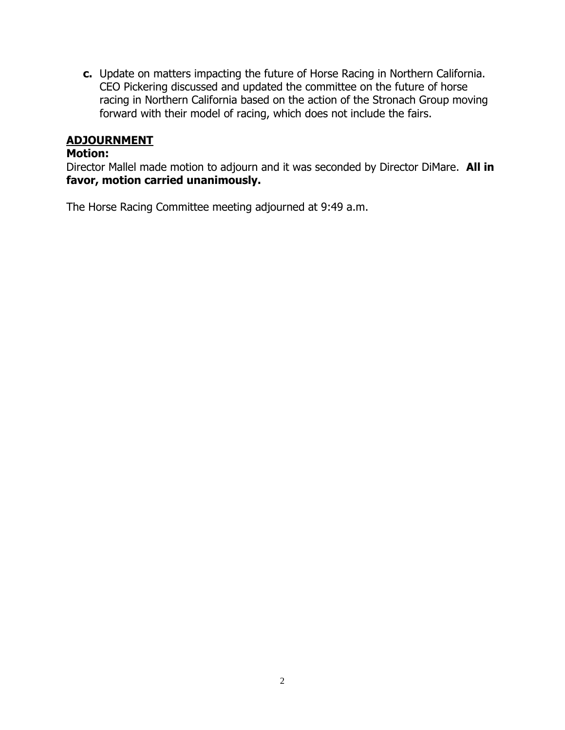**c.** Update on matters impacting the future of Horse Racing in Northern California. CEO Pickering discussed and updated the committee on the future of horse racing in Northern California based on the action of the Stronach Group moving forward with their model of racing, which does not include the fairs.

## ADJOURNMENT

**Motion:**

Director Mallel made motion to adjourn and it was seconded by Director DiMare. **All in favor, motion carried unanimously.**

The Horse Racing Committee meeting adjourned at 9:49 a.m.